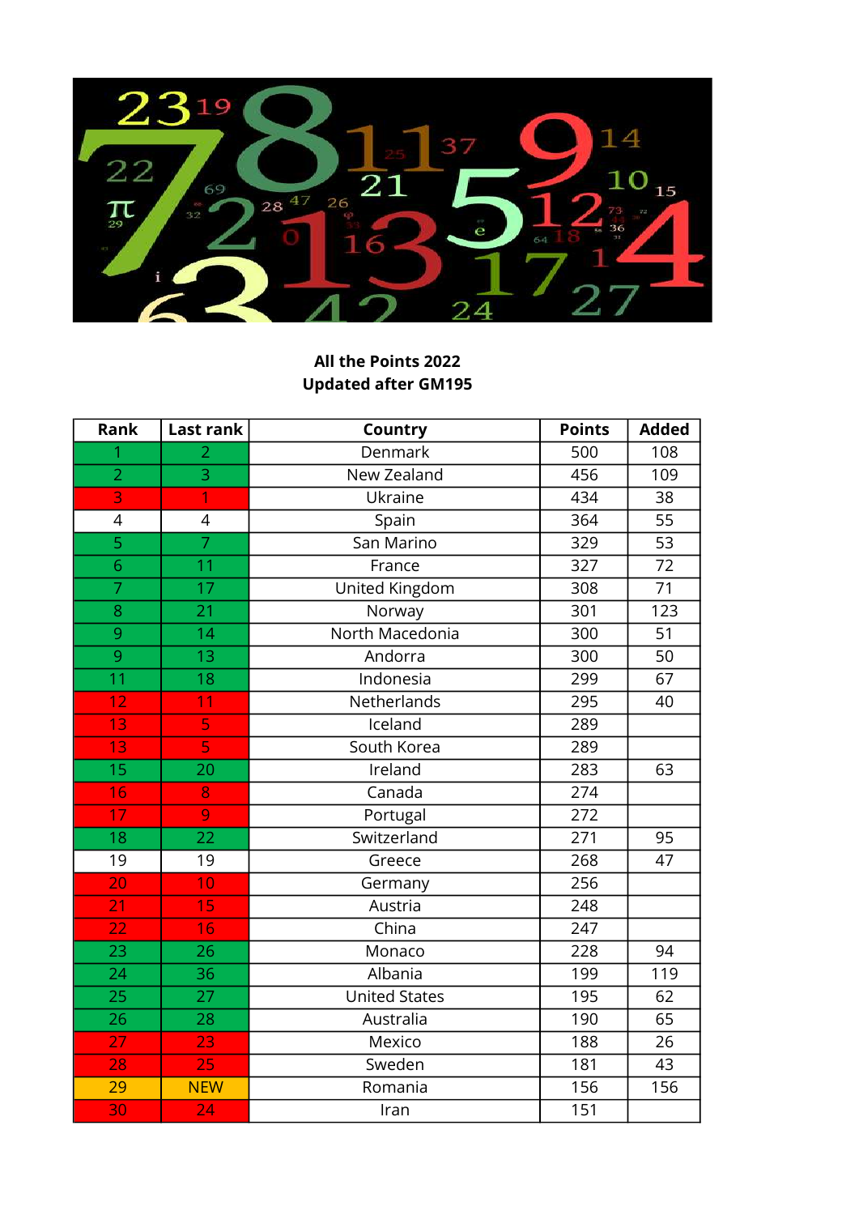**All the Points 2022**
**Updated after GM195**

| Rank | Last rank | Country | Points | Added |
|---|---|---|---|---|
| 1 | 2 | Denmark | 500 | 108 |
| 2 | 3 | New Zealand | 456 | 109 |
| 3 | 1 | Ukraine | 434 | 38 |
| 4 | 4 | Spain | 364 | 55 |
| 5 | 7 | San Marino | 329 | 53 |
| 6 | 11 | France | 327 | 72 |
| 7 | 17 | United Kingdom | 308 | 71 |
| 8 | 21 | Norway | 301 | 123 |
| 9 | 14 | North Macedonia | 300 | 51 |
| 9 | 13 | Andorra | 300 | 50 |
| 11 | 18 | Indonesia | 299 | 67 |
| 12 | 11 | Netherlands | 295 | 40 |
| 13 | 5 | Iceland | 289 | |
| 13 | 5 | South Korea | 289 | |
| 15 | 20 | Ireland | 283 | 63 |
| 16 | 8 | Canada | 274 | |
| 17 | 9 | Portugal | 272 | |
| 18 | 22 | Switzerland | 271 | 95 |
| 19 | 19 | Greece | 268 | 47 |
| 20 | 10 | Germany | 256 | |
| 21 | 15 | Austria | 248 | |
| 22 | 16 | China | 247 | |
| 23 | 26 | Monaco | 228 | 94 |
| 24 | 36 | Albania | 199 | 119 |
| 25 | 27 | United States | 195 | 62 |
| 26 | 28 | Australia | 190 | 65 |
| 27 | 23 | Mexico | 188 | 26 |
| 28 | 25 | Sweden | 181 | 43 |
| 29 | NEW | Romania | 156 | 156 |
| 30 | 24 | Iran | 151 | |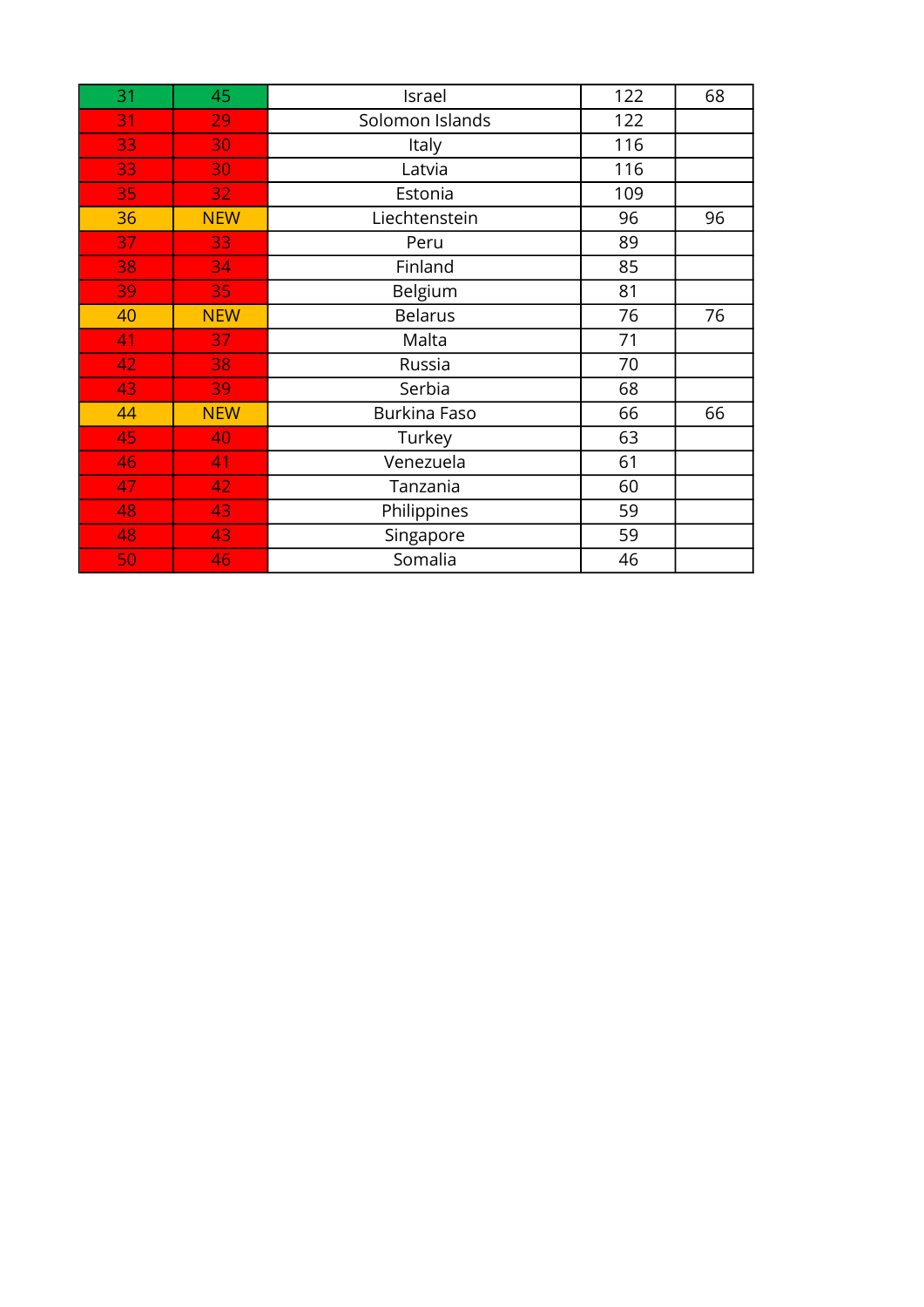| | | | | |
|---|---|---|---|---|
| 31 | 45 | Israel | 122 | 68 |
| 31 | 29 | Solomon Islands | 122 | |
| 33 | 30 | Italy | 116 | |
| 33 | 30 | Latvia | 116 | |
| 35 | 32 | Estonia | 109 | |
| 36 | NEW | Liechtenstein | 96 | 96 |
| 37 | 33 | Peru | 89 | |
| 38 | 34 | Finland | 85 | |
| 39 | 35 | Belgium | 81 | |
| 40 | NEW | Belarus | 76 | 76 |
| 41 | 37 | Malta | 71 | |
| 42 | 38 | Russia | 70 | |
| 43 | 39 | Serbia | 68 | |
| 44 | NEW | Burkina Faso | 66 | 66 |
| 45 | 40 | Turkey | 63 | |
| 46 | 41 | Venezuela | 61 | |
| 47 | 42 | Tanzania | 60 | |
| 48 | 43 | Philippines | 59 | |
| 48 | 43 | Singapore | 59 | |
| 50 | 46 | Somalia | 46 | |